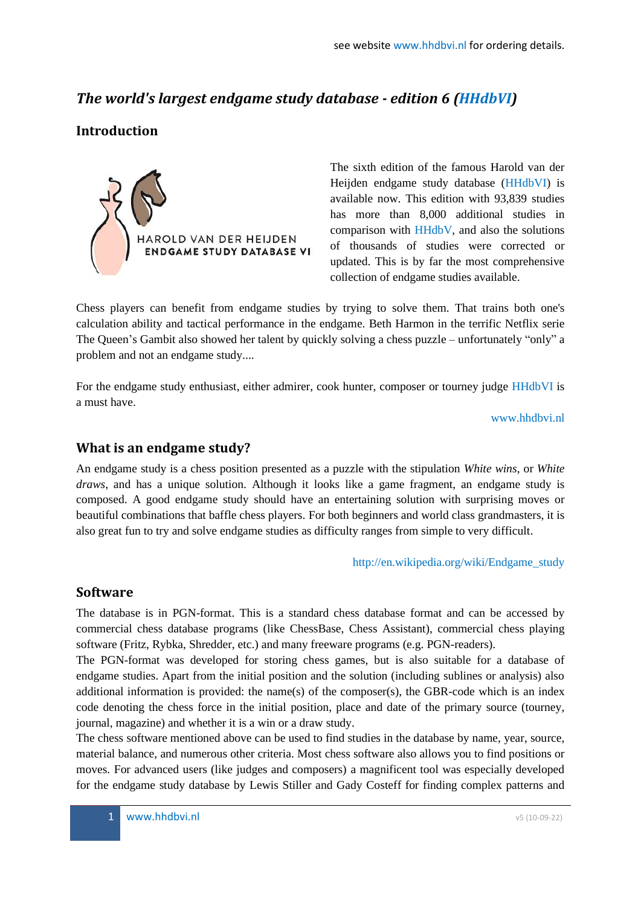see website www.hhdbvi.nl for ordering details.

# *The world's largest endgame study database - edition 6 (HHdbVI)*

## Introduction

HAROLD VAN DER HEIJDEN
ENDGAME STUDY DATABASE VI

The sixth edition of the famous Harold van der Heijden endgame study database (HHdbVI) is available now. This edition with 93,839 studies has more than 8,000 additional studies in comparison with HHdbV, and also the solutions of thousands of studies were corrected or updated. This is by far the most comprehensive collection of endgame studies available.

Chess players can benefit from endgame studies by trying to solve them. That trains both one's calculation ability and tactical performance in the endgame. Beth Harmon in the terrific Netflix serie The Queen's Gambit also showed her talent by quickly solving a chess puzzle – unfortunately "only" a problem and not an endgame study....

For the endgame study enthusiast, either admirer, cook hunter, composer or tourney judge HHdbVI is a must have.

www.hhdbvi.nl

## What is an endgame study?

An endgame study is a chess position presented as a puzzle with the stipulation *White wins*, or *White draws*, and has a unique solution. Although it looks like a game fragment, an endgame study is composed. A good endgame study should have an entertaining solution with surprising moves or beautiful combinations that baffle chess players. For both beginners and world class grandmasters, it is also great fun to try and solve endgame studies as difficulty ranges from simple to very difficult.

http://en.wikipedia.org/wiki/Endgame_study

## Software

The database is in PGN-format. This is a standard chess database format and can be accessed by commercial chess database programs (like ChessBase, Chess Assistant), commercial chess playing software (Fritz, Rybka, Shredder, etc.) and many freeware programs (e.g. PGN-readers).

The PGN-format was developed for storing chess games, but is also suitable for a database of endgame studies. Apart from the initial position and the solution (including sublines or analysis) also additional information is provided: the name(s) of the composer(s), the GBR-code which is an index code denoting the chess force in the initial position, place and date of the primary source (tourney, journal, magazine) and whether it is a win or a draw study.

The chess software mentioned above can be used to find studies in the database by name, year, source, material balance, and numerous other criteria. Most chess software also allows you to find positions or moves. For advanced users (like judges and composers) a magnificent tool was especially developed for the endgame study database by Lewis Stiller and Gady Costeff for finding complex patterns and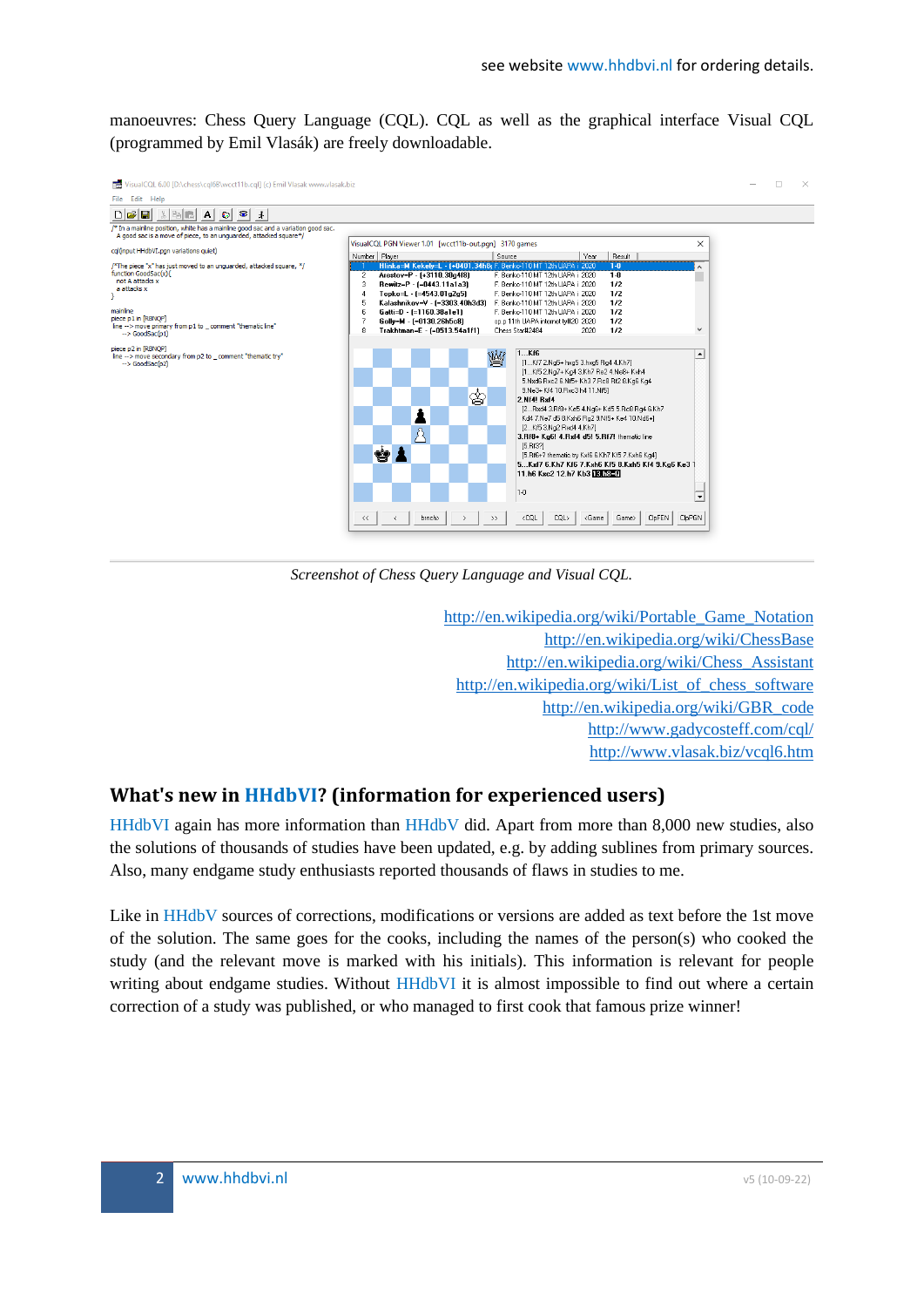manoeuvres: Chess Query Language (CQL). CQL as well as the graphical interface Visual CQL (programmed by Emil Vlasák) are freely downloadable.

*Screenshot of Chess Query Language and Visual CQL.*

http://en.wikipedia.org/wiki/Portable_Game_Notation
http://en.wikipedia.org/wiki/ChessBase
http://en.wikipedia.org/wiki/Chess_Assistant
http://en.wikipedia.org/wiki/List_of_chess_software
http://en.wikipedia.org/wiki/GBR_code
http://www.gadycosteff.com/cql/
http://www.vlasak.biz/vcql6.htm

## What's new in HHdbVI? (information for experienced users)

HHdbVI again has more information than HHdbV did. Apart from more than 8,000 new studies, also the solutions of thousands of studies have been updated, e.g. by adding sublines from primary sources. Also, many endgame study enthusiasts reported thousands of flaws in studies to me.

Like in HHdbV sources of corrections, modifications or versions are added as text before the 1st move of the solution. The same goes for the cooks, including the names of the person(s) who cooked the study (and the relevant move is marked with his initials). This information is relevant for people writing about endgame studies. Without HHdbVI it is almost impossible to find out where a certain correction of a study was published, or who managed to first cook that famous prize winner!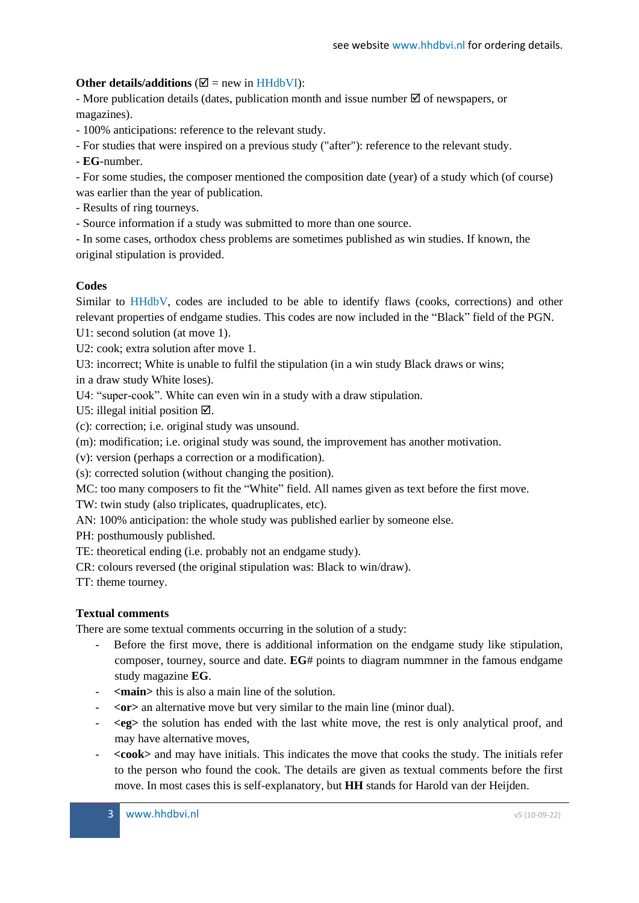**Other details/additions** (☑ = new in HHdbVI):

- More publication details (dates, publication month and issue number ☑ of newspapers, or magazines).
- 100% anticipations: reference to the relevant study.
- For studies that were inspired on a previous study ("after"): reference to the relevant study.
- **EG**-number.
- For some studies, the composer mentioned the composition date (year) of a study which (of course) was earlier than the year of publication.
- Results of ring tourneys.
- Source information if a study was submitted to more than one source.
- In some cases, orthodox chess problems are sometimes published as win studies. If known, the original stipulation is provided.

**Codes**

Similar to HHdbV, codes are included to be able to identify flaws (cooks, corrections) and other relevant properties of endgame studies. This codes are now included in the "Black" field of the PGN.

U1: second solution (at move 1).
U2: cook; extra solution after move 1.
U3: incorrect; White is unable to fulfil the stipulation (in a win study Black draws or wins; in a draw study White loses).
U4: "super-cook". White can even win in a study with a draw stipulation.
U5: illegal initial position ☑.
(c): correction; i.e. original study was unsound.
(m): modification; i.e. original study was sound, the improvement has another motivation.
(v): version (perhaps a correction or a modification).
(s): corrected solution (without changing the position).
MC: too many composers to fit the "White" field. All names given as text before the first move.
TW: twin study (also triplicates, quadruplicates, etc).
AN: 100% anticipation: the whole study was published earlier by someone else.
PH: posthumously published.
TE: theoretical ending (i.e. probably not an endgame study).
CR: colours reversed (the original stipulation was: Black to win/draw).
TT: theme tourney.

**Textual comments**

There are some textual comments occurring in the solution of a study:

- Before the first move, there is additional information on the endgame study like stipulation, composer, tourney, source and date. **EG**# points to diagram nummner in the famous endgame study magazine **EG**.
- **<main>** this is also a main line of the solution.
- **<or>** an alternative move but very similar to the main line (minor dual).
- **<eg>** the solution has ended with the last white move, the rest is only analytical proof, and may have alternative moves,
- **<cook>** and may have initials. This indicates the move that cooks the study. The initials refer to the person who found the cook. The details are given as textual comments before the first move. In most cases this is self-explanatory, but **HH** stands for Harold van der Heijden.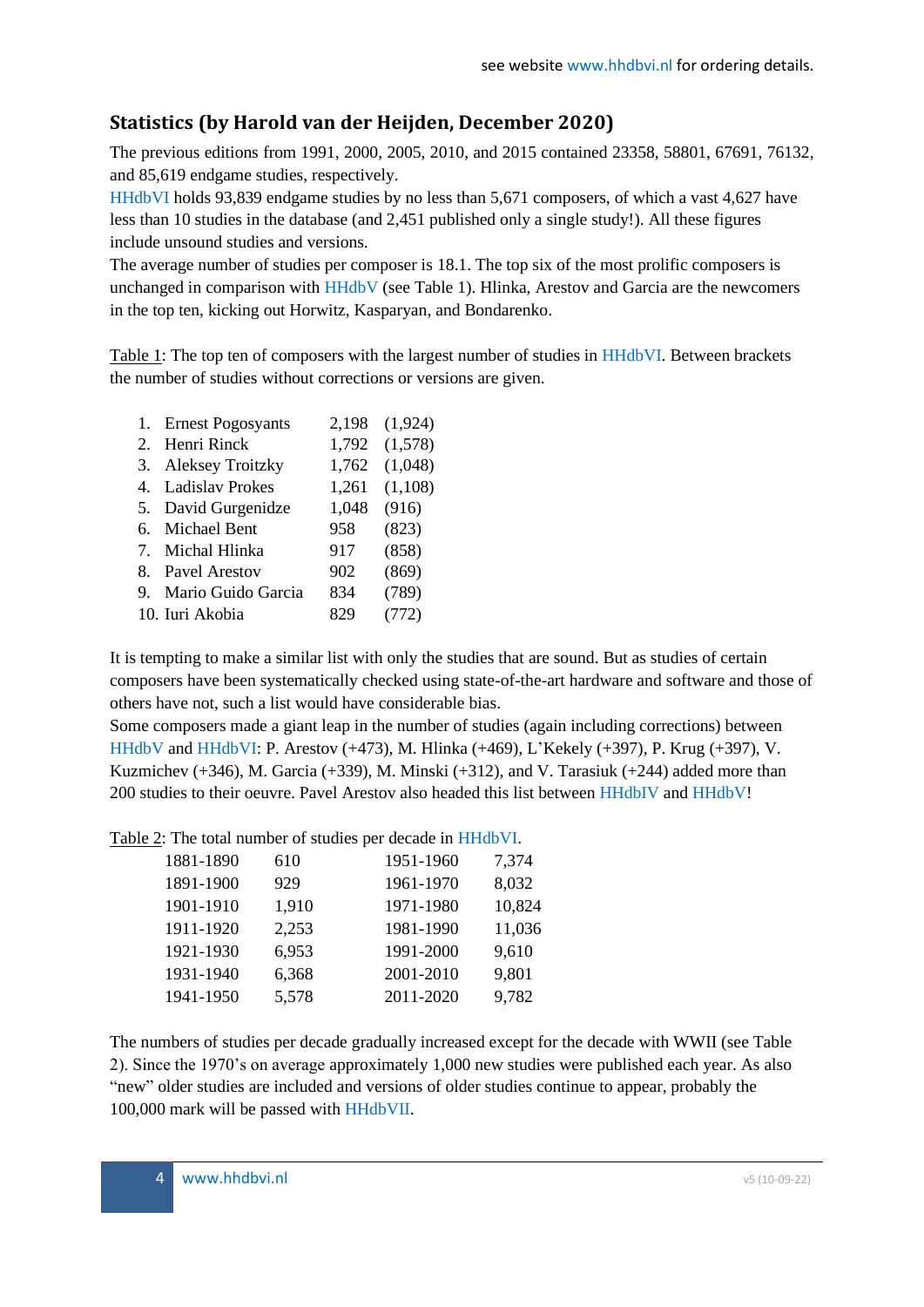## Statistics (by Harold van der Heijden, December 2020)

The previous editions from 1991, 2000, 2005, 2010, and 2015 contained 23358, 58801, 67691, 76132, and 85,619 endgame studies, respectively.

HHdbVI holds 93,839 endgame studies by no less than 5,671 composers, of which a vast 4,627 have less than 10 studies in the database (and 2,451 published only a single study!). All these figures include unsound studies and versions.

The average number of studies per composer is 18.1. The top six of the most prolific composers is unchanged in comparison with HHdbV (see Table 1). Hlinka, Arestov and Garcia are the newcomers in the top ten, kicking out Horwitz, Kasparyan, and Bondarenko.

Table 1: The top ten of composers with the largest number of studies in HHdbVI. Between brackets the number of studies without corrections or versions are given.

| # | Composer | Studies | Without corrections/versions |
|---|---|---|---|
| 1. | Ernest Pogosyants | 2,198 | (1,924) |
| 2. | Henri Rinck | 1,792 | (1,578) |
| 3. | Aleksey Troitzky | 1,762 | (1,048) |
| 4. | Ladislav Prokes | 1,261 | (1,108) |
| 5. | David Gurgenidze | 1,048 | (916) |
| 6. | Michael Bent | 958 | (823) |
| 7. | Michal Hlinka | 917 | (858) |
| 8. | Pavel Arestov | 902 | (869) |
| 9. | Mario Guido Garcia | 834 | (789) |
| 10. | Iuri Akobia | 829 | (772) |

It is tempting to make a similar list with only the studies that are sound. But as studies of certain composers have been systematically checked using state-of-the-art hardware and software and those of others have not, such a list would have considerable bias.

Some composers made a giant leap in the number of studies (again including corrections) between HHdbV and HHdbVI: P. Arestov (+473), M. Hlinka (+469), L'Kekely (+397), P. Krug (+397), V. Kuzmichev (+346), M. Garcia (+339), M. Minski (+312), and V. Tarasiuk (+244) added more than 200 studies to their oeuvre. Pavel Arestov also headed this list between HHdbIV and HHdbV!

Table 2: The total number of studies per decade in HHdbVI.

| Decade | Studies | Decade | Studies |
|---|---|---|---|
| 1881-1890 | 610 | 1951-1960 | 7,374 |
| 1891-1900 | 929 | 1961-1970 | 8,032 |
| 1901-1910 | 1,910 | 1971-1980 | 10,824 |
| 1911-1920 | 2,253 | 1981-1990 | 11,036 |
| 1921-1930 | 6,953 | 1991-2000 | 9,610 |
| 1931-1940 | 6,368 | 2001-2010 | 9,801 |
| 1941-1950 | 5,578 | 2011-2020 | 9,782 |

The numbers of studies per decade gradually increased except for the decade with WWII (see Table 2). Since the 1970's on average approximately 1,000 new studies were published each year. As also "new" older studies are included and versions of older studies continue to appear, probably the 100,000 mark will be passed with HHdbVII.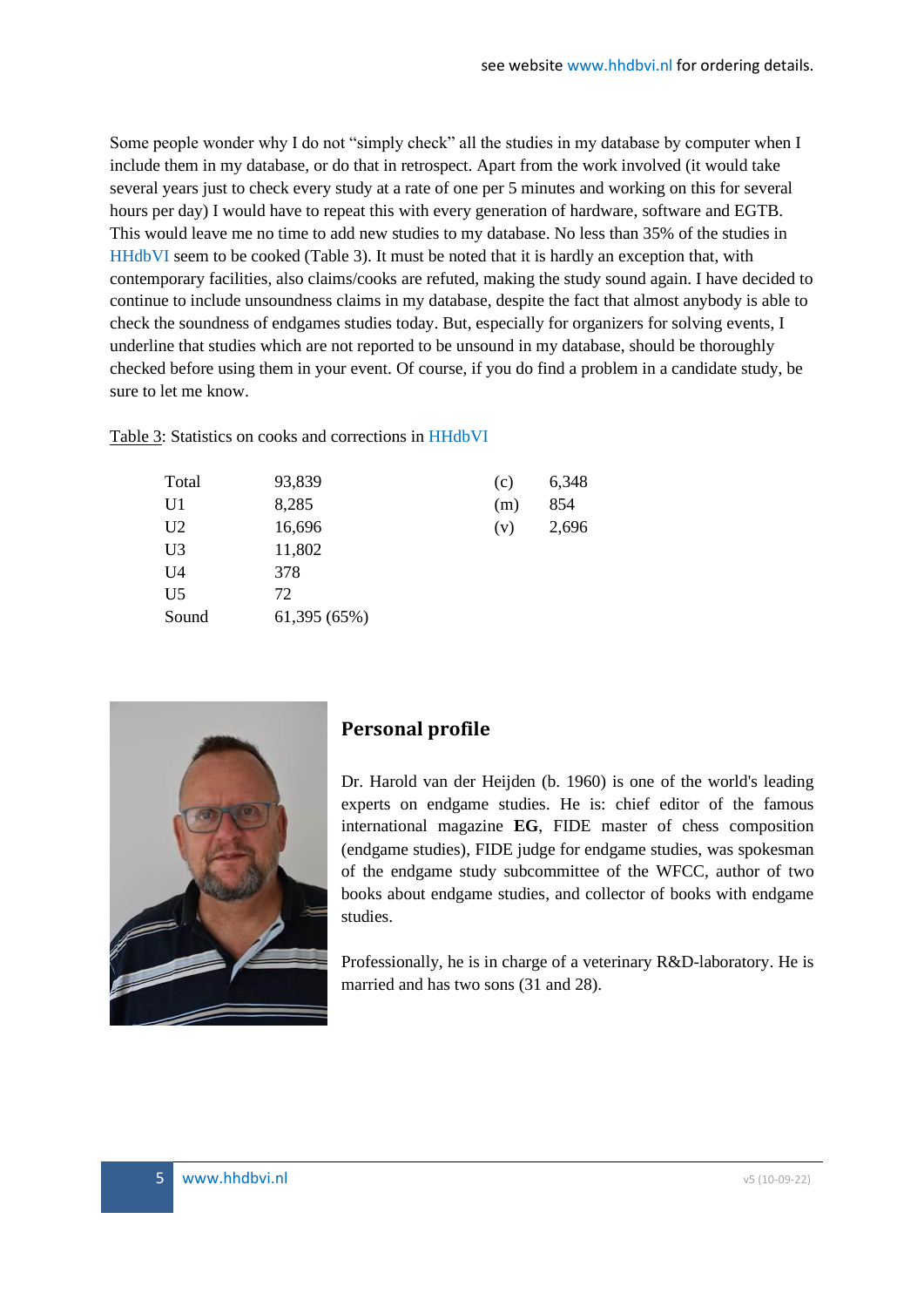Some people wonder why I do not "simply check" all the studies in my database by computer when I include them in my database, or do that in retrospect. Apart from the work involved (it would take several years just to check every study at a rate of one per 5 minutes and working on this for several hours per day) I would have to repeat this with every generation of hardware, software and EGTB. This would leave me no time to add new studies to my database. No less than 35% of the studies in HHdbVI seem to be cooked (Table 3). It must be noted that it is hardly an exception that, with contemporary facilities, also claims/cooks are refuted, making the study sound again. I have decided to continue to include unsoundness claims in my database, despite the fact that almost anybody is able to check the soundness of endgames studies today. But, especially for organizers for solving events, I underline that studies which are not reported to be unsound in my database, should be thoroughly checked before using them in your event. Of course, if you do find a problem in a candidate study, be sure to let me know.

Table 3: Statistics on cooks and corrections in HHdbVI

| | | | |
|---|---|---|---|
| Total | 93,839 | (c) | 6,348 |
| U1 | 8,285 | (m) | 854 |
| U2 | 16,696 | (v) | 2,696 |
| U3 | 11,802 | | |
| U4 | 378 | | |
| U5 | 72 | | |
| Sound | 61,395 (65%) | | |

## Personal profile

Dr. Harold van der Heijden (b. 1960) is one of the world's leading experts on endgame studies. He is: chief editor of the famous international magazine **EG**, FIDE master of chess composition (endgame studies), FIDE judge for endgame studies, was spokesman of the endgame study subcommittee of the WFCC, author of two books about endgame studies, and collector of books with endgame studies.

Professionally, he is in charge of a veterinary R&D-laboratory. He is married and has two sons (31 and 28).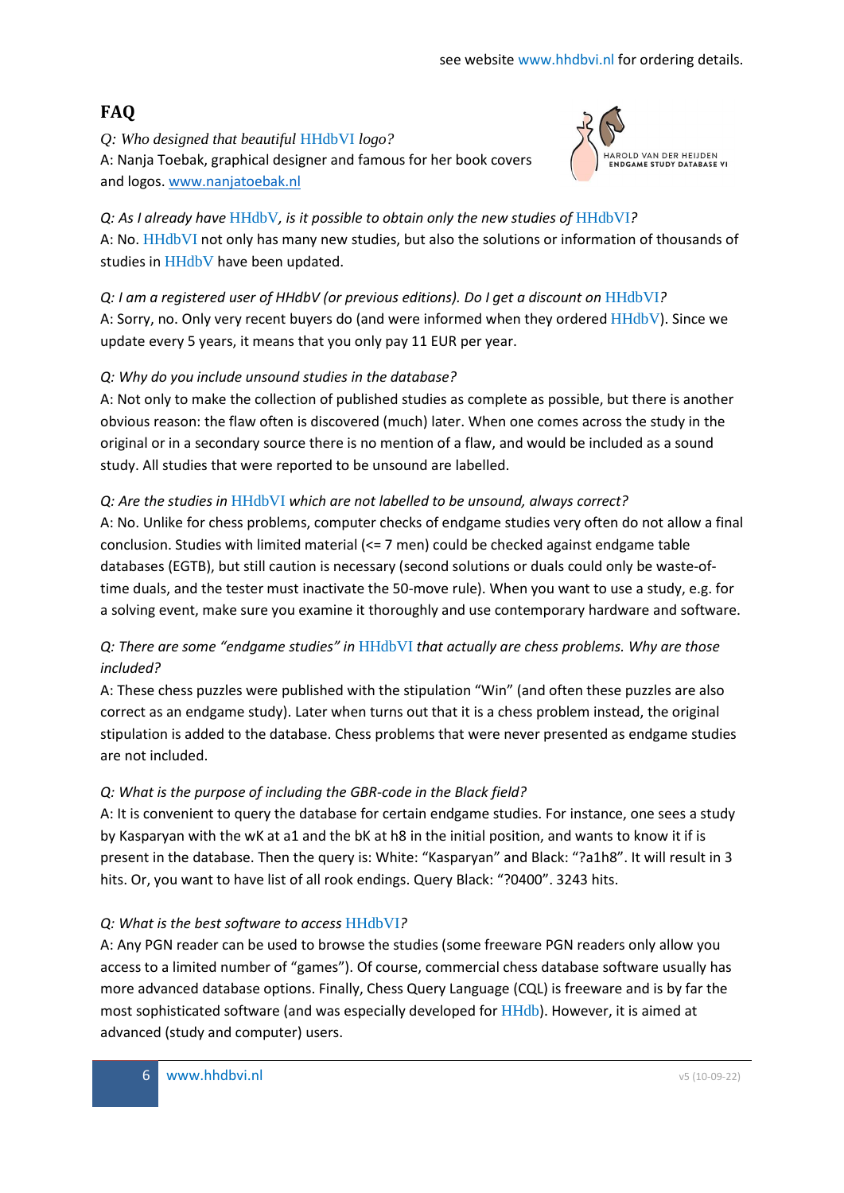see website www.hhdbvi.nl for ordering details.

## FAQ

*Q: Who designed that beautiful HHdbVI logo?*
A: Nanja Toebak, graphical designer and famous for her book covers and logos. www.nanjatoebak.nl

HAROLD VAN DER HEIJDEN
ENDGAME STUDY DATABASE VI

*Q: As I already have HHdbV, is it possible to obtain only the new studies of HHdbVI?*
A: No. HHdbVI not only has many new studies, but also the solutions or information of thousands of studies in HHdbV have been updated.

*Q: I am a registered user of HHdbV (or previous editions). Do I get a discount on HHdbVI?*
A: Sorry, no. Only very recent buyers do (and were informed when they ordered HHdbV). Since we update every 5 years, it means that you only pay 11 EUR per year.

*Q: Why do you include unsound studies in the database?*
A: Not only to make the collection of published studies as complete as possible, but there is another obvious reason: the flaw often is discovered (much) later. When one comes across the study in the original or in a secondary source there is no mention of a flaw, and would be included as a sound study. All studies that were reported to be unsound are labelled.

*Q: Are the studies in HHdbVI which are not labelled to be unsound, always correct?*
A: No. Unlike for chess problems, computer checks of endgame studies very often do not allow a final conclusion. Studies with limited material (<= 7 men) could be checked against endgame table databases (EGTB), but still caution is necessary (second solutions or duals could only be waste-of-time duals, and the tester must inactivate the 50-move rule). When you want to use a study, e.g. for a solving event, make sure you examine it thoroughly and use contemporary hardware and software.

*Q: There are some "endgame studies" in HHdbVI that actually are chess problems. Why are those included?*
A: These chess puzzles were published with the stipulation "Win" (and often these puzzles are also correct as an endgame study). Later when turns out that it is a chess problem instead, the original stipulation is added to the database. Chess problems that were never presented as endgame studies are not included.

*Q: What is the purpose of including the GBR-code in the Black field?*
A: It is convenient to query the database for certain endgame studies. For instance, one sees a study by Kasparyan with the wK at a1 and the bK at h8 in the initial position, and wants to know it if is present in the database. Then the query is: White: "Kasparyan" and Black: "?a1h8". It will result in 3 hits. Or, you want to have list of all rook endings. Query Black: "?0400". 3243 hits.

*Q: What is the best software to access HHdbVI?*
A: Any PGN reader can be used to browse the studies (some freeware PGN readers only allow you access to a limited number of "games"). Of course, commercial chess database software usually has more advanced database options. Finally, Chess Query Language (CQL) is freeware and is by far the most sophisticated software (and was especially developed for HHdb). However, it is aimed at advanced (study and computer) users.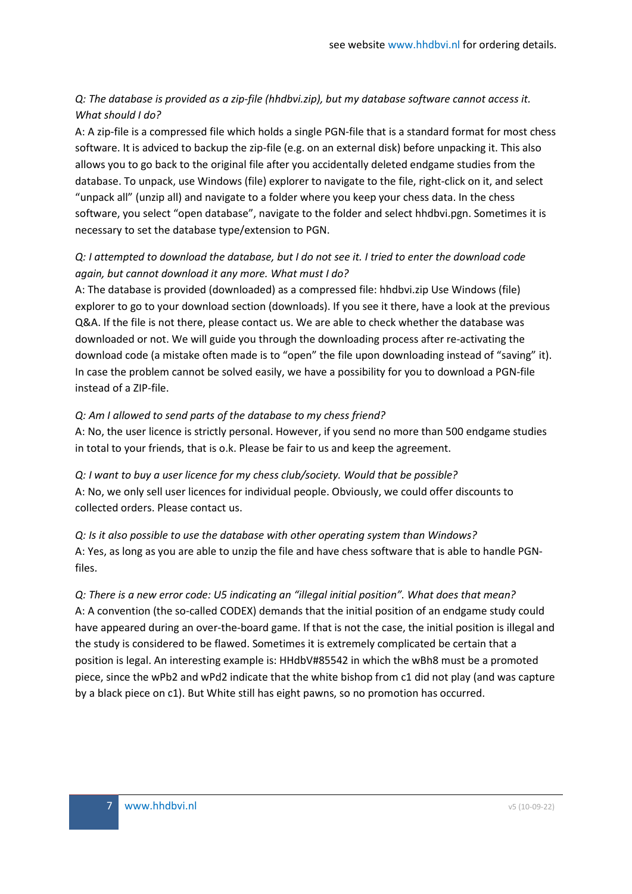see website www.hhdbvi.nl for ordering details.

*Q: The database is provided as a zip-file (hhdbvi.zip), but my database software cannot access it. What should I do?*

A: A zip-file is a compressed file which holds a single PGN-file that is a standard format for most chess software. It is adviced to backup the zip-file (e.g. on an external disk) before unpacking it. This also allows you to go back to the original file after you accidentally deleted endgame studies from the database. To unpack, use Windows (file) explorer to navigate to the file, right-click on it, and select "unpack all" (unzip all) and navigate to a folder where you keep your chess data. In the chess software, you select "open database", navigate to the folder and select hhdbvi.pgn. Sometimes it is necessary to set the database type/extension to PGN.

*Q: I attempted to download the database, but I do not see it. I tried to enter the download code again, but cannot download it any more. What must I do?*

A: The database is provided (downloaded) as a compressed file: hhdbvi.zip Use Windows (file) explorer to go to your download section (downloads). If you see it there, have a look at the previous Q&A. If the file is not there, please contact us. We are able to check whether the database was downloaded or not. We will guide you through the downloading process after re-activating the download code (a mistake often made is to "open" the file upon downloading instead of "saving" it). In case the problem cannot be solved easily, we have a possibility for you to download a PGN-file instead of a ZIP-file.

*Q: Am I allowed to send parts of the database to my chess friend?*

A: No, the user licence is strictly personal. However, if you send no more than 500 endgame studies in total to your friends, that is o.k. Please be fair to us and keep the agreement.

*Q: I want to buy a user licence for my chess club/society. Would that be possible?*

A: No, we only sell user licences for individual people. Obviously, we could offer discounts to collected orders. Please contact us.

*Q: Is it also possible to use the database with other operating system than Windows?*

A: Yes, as long as you are able to unzip the file and have chess software that is able to handle PGN-files.

*Q: There is a new error code: U5 indicating an "illegal initial position". What does that mean?*

A: A convention (the so-called CODEX) demands that the initial position of an endgame study could have appeared during an over-the-board game. If that is not the case, the initial position is illegal and the study is considered to be flawed. Sometimes it is extremely complicated be certain that a position is legal. An interesting example is: HHdbV#85542 in which the wBh8 must be a promoted piece, since the wPb2 and wPd2 indicate that the white bishop from c1 did not play (and was capture by a black piece on c1). But White still has eight pawns, so no promotion has occurred.